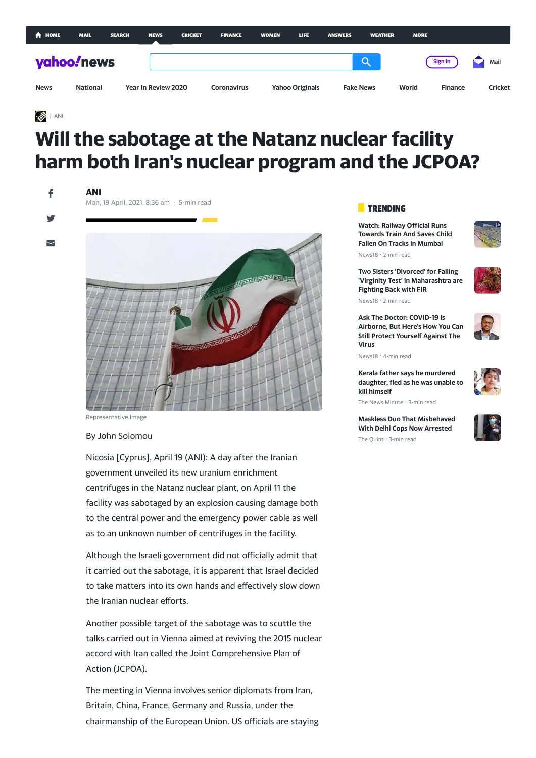# Will the sabotage at the Natanz nuclear facility harm both Iran's nuclear program and the JCPOA?

**ANI**

Mon, 19 April, 2021, 8:36 am · 5-min read

Representative Image

By John Solomou

Nicosia [Cyprus], April 19 (ANI): A day after the Iranian government unveiled its new uranium enrichment centrifuges in the Natanz nuclear plant, on April 11 the facility was sabotaged by an explosion causing damage both to the central power and the emergency power cable as well as to an unknown number of centrifuges in the facility.

Although the Israeli government did not officially admit that it carried out the sabotage, it is apparent that Israel decided to take matters into its own hands and effectively slow down the Iranian nuclear efforts.

Another possible target of the sabotage was to scuttle the talks carried out in Vienna aimed at reviving the 2015 nuclear accord with Iran called the Joint Comprehensive Plan of Action (JCPOA).

The meeting in Vienna involves senior diplomats from Iran, Britain, China, France, Germany and Russia, under the chairmanship of the European Union. US officials are staying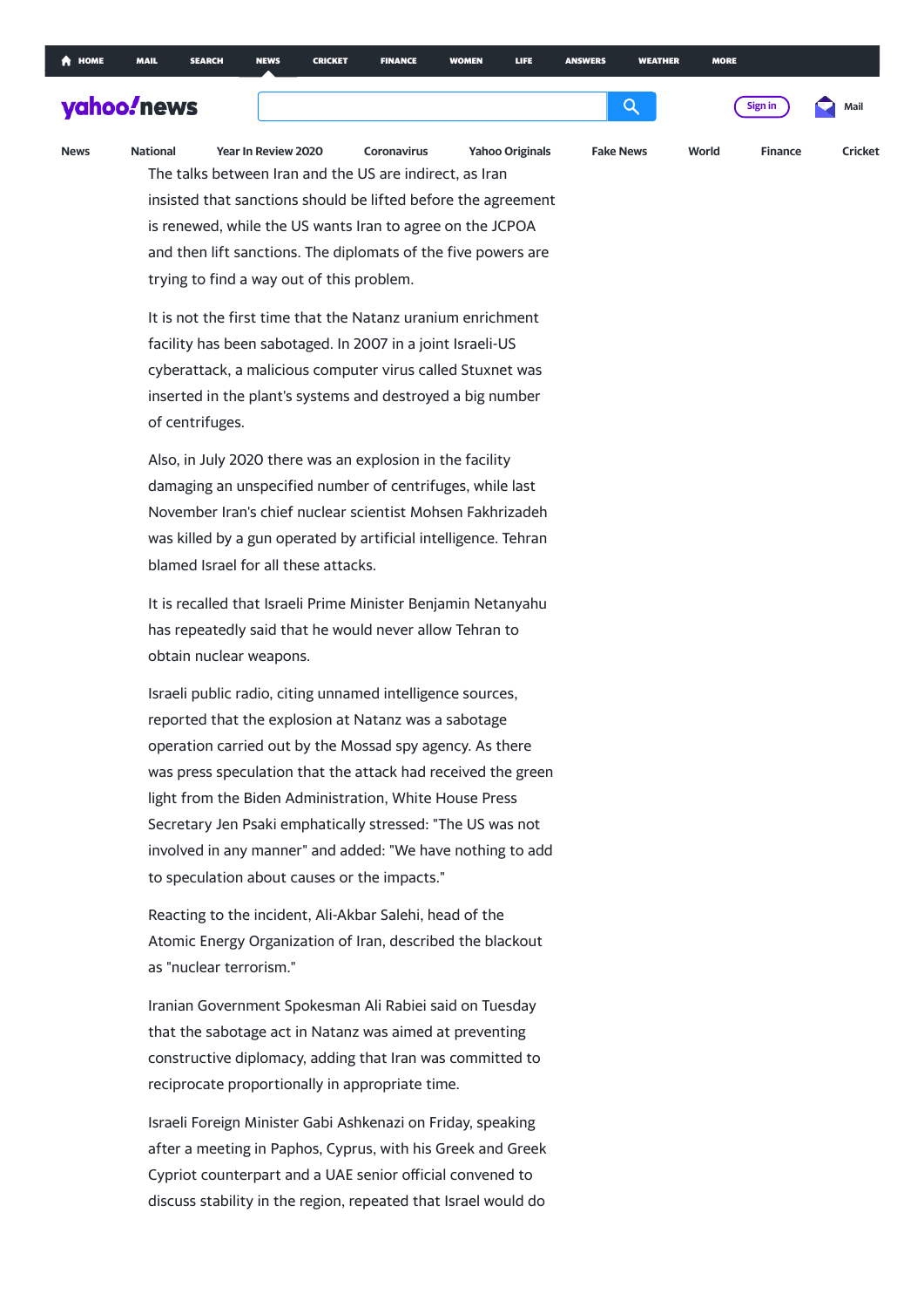The talks between Iran and the US are indirect, as Iran insisted that sanctions should be lifted before the agreement is renewed, while the US wants Iran to agree on the JCPOA and then lift sanctions. The diplomats of the five powers are trying to find a way out of this problem.

It is not the first time that the Natanz uranium enrichment facility has been sabotaged. In 2007 in a joint Israeli-US cyberattack, a malicious computer virus called Stuxnet was inserted in the plant's systems and destroyed a big number of centrifuges.

Also, in July 2020 there was an explosion in the facility damaging an unspecified number of centrifuges, while last November Iran's chief nuclear scientist Mohsen Fakhrizadeh was killed by a gun operated by artificial intelligence. Tehran blamed Israel for all these attacks.

It is recalled that Israeli Prime Minister Benjamin Netanyahu has repeatedly said that he would never allow Tehran to obtain nuclear weapons.

Israeli public radio, citing unnamed intelligence sources, reported that the explosion at Natanz was a sabotage operation carried out by the Mossad spy agency. As there was press speculation that the attack had received the green light from the Biden Administration, White House Press Secretary Jen Psaki emphatically stressed: "The US was not involved in any manner" and added: "We have nothing to add to speculation about causes or the impacts."

Reacting to the incident, Ali-Akbar Salehi, head of the Atomic Energy Organization of Iran, described the blackout as "nuclear terrorism."

Iranian Government Spokesman Ali Rabiei said on Tuesday that the sabotage act in Natanz was aimed at preventing constructive diplomacy, adding that Iran was committed to reciprocate proportionally in appropriate time.

Israeli Foreign Minister Gabi Ashkenazi on Friday, speaking after a meeting in Paphos, Cyprus, with his Greek and Greek Cypriot counterpart and a UAE senior official convened to discuss stability in the region, repeated that Israel would do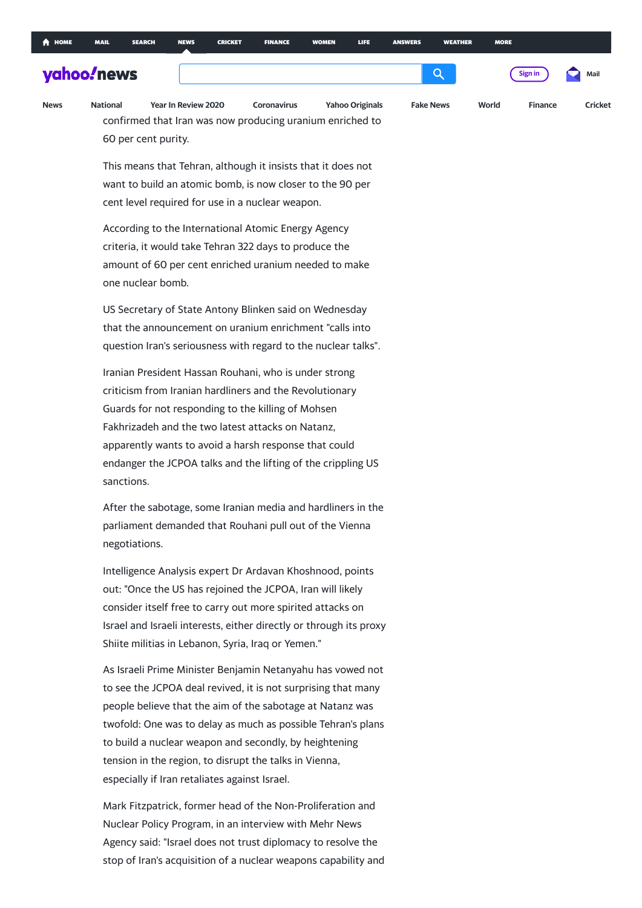confirmed that Iran was now producing uranium enriched to 60 per cent purity.

This means that Tehran, although it insists that it does not want to build an atomic bomb, is now closer to the 90 per cent level required for use in a nuclear weapon.

According to the International Atomic Energy Agency criteria, it would take Tehran 322 days to produce the amount of 60 per cent enriched uranium needed to make one nuclear bomb.

US Secretary of State Antony Blinken said on Wednesday that the announcement on uranium enrichment "calls into question Iran's seriousness with regard to the nuclear talks".

Iranian President Hassan Rouhani, who is under strong criticism from Iranian hardliners and the Revolutionary Guards for not responding to the killing of Mohsen Fakhrizadeh and the two latest attacks on Natanz, apparently wants to avoid a harsh response that could endanger the JCPOA talks and the lifting of the crippling US sanctions.

After the sabotage, some Iranian media and hardliners in the parliament demanded that Rouhani pull out of the Vienna negotiations.

Intelligence Analysis expert Dr Ardavan Khoshnood, points out: "Once the US has rejoined the JCPOA, Iran will likely consider itself free to carry out more spirited attacks on Israel and Israeli interests, either directly or through its proxy Shiite militias in Lebanon, Syria, Iraq or Yemen."

As Israeli Prime Minister Benjamin Netanyahu has vowed not to see the JCPOA deal revived, it is not surprising that many people believe that the aim of the sabotage at Natanz was twofold: One was to delay as much as possible Tehran's plans to build a nuclear weapon and secondly, by heightening tension in the region, to disrupt the talks in Vienna, especially if Iran retaliates against Israel.

Mark Fitzpatrick, former head of the Non-Proliferation and Nuclear Policy Program, in an interview with Mehr News Agency said: "Israel does not trust diplomacy to resolve the stop of Iran's acquisition of a nuclear weapons capability and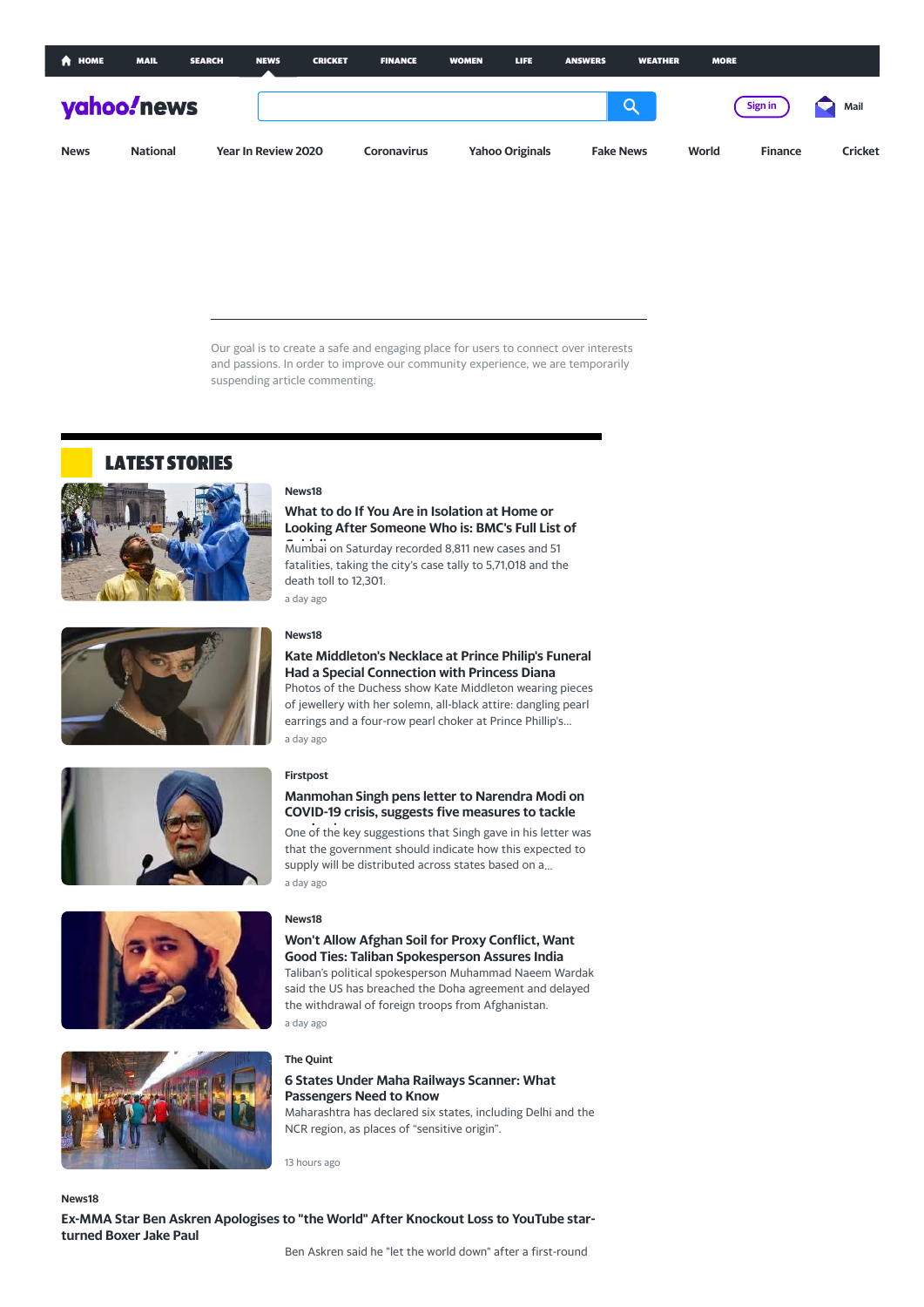HOME MAIL SEARCH NEWS CRICKET FINANCE WOMEN LIFE ANSWERS WEATHER MORE

yahoo!news

Sign in Mail

News National Year In Review 2020 Coronavirus Yahoo Originals Fake News World Finance Cricket

Our goal is to create a safe and engaging place for users to connect over interests and passions. In order to improve our community experience, we are temporarily suspending article commenting.

## LATEST STORIES

News18

**What to do If You Are in Isolation at Home or Looking After Someone Who is: BMC's Full List of Guidelines**

Mumbai on Saturday recorded 8,811 new cases and 51 fatalities, taking the city's case tally to 5,71,018 and the death toll to 12,301.

a day ago

News18

**Kate Middleton's Necklace at Prince Philip's Funeral Had a Special Connection with Princess Diana**

Photos of the Duchess show Kate Middleton wearing pieces of jewellery with her solemn, all-black attire: dangling pearl earrings and a four-row pearl choker at Prince Phillip's...

a day ago

Firstpost

**Manmohan Singh pens letter to Narendra Modi on COVID-19 crisis, suggests five measures to tackle pandemic**

One of the key suggestions that Singh gave in his letter was that the government should indicate how this expected to supply will be distributed across states based on a...

a day ago

News18

**Won't Allow Afghan Soil for Proxy Conflict, Want Good Ties: Taliban Spokesperson Assures India**

Taliban's political spokesperson Muhammad Naeem Wardak said the US has breached the Doha agreement and delayed the withdrawal of foreign troops from Afghanistan.

a day ago

The Quint

**6 States Under Maha Railways Scanner: What Passengers Need to Know**

Maharashtra has declared six states, including Delhi and the NCR region, as places of "sensitive origin".

13 hours ago

News18

**Ex-MMA Star Ben Askren Apologises to "the World" After Knockout Loss to YouTube star-turned Boxer Jake Paul**

Ben Askren said he "let the world down" after a first-round